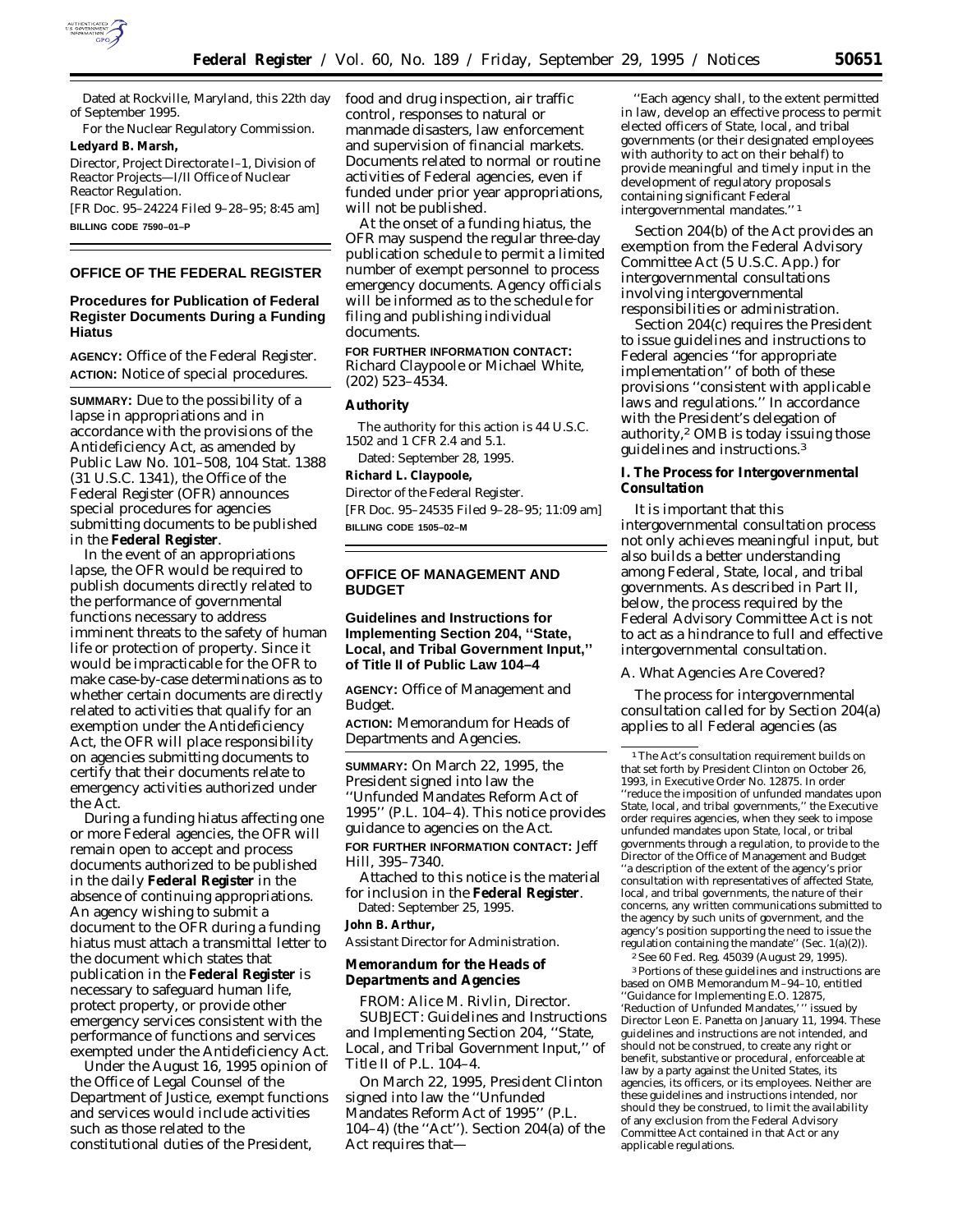Dated at Rockville, Maryland, this 22th day of September 1995.

For the Nuclear Regulatory Commission.

**Ledyard B. Marsh,**

*Director, Project Directorate I–1, Division of Reactor Projects—I/II Office of Nuclear Reactor Regulation.*

[FR Doc. 95–24224 Filed 9–28–95; 8:45 am]

**BILLING CODE 7590–01–P**

## OFFICE OF THE FEDERAL REGISTER

### Procedures for Publication of Federal Register Documents During a Funding Hiatus

**AGENCY:** Office of the Federal Register.

**ACTION:** Notice of special procedures.

**SUMMARY:** Due to the possibility of a lapse in appropriations and in accordance with the provisions of the Antideficiency Act, as amended by Public Law No. 101–508, 104 Stat. 1388 (31 U.S.C. 1341), the Office of the Federal Register (OFR) announces special procedures for agencies submitting documents to be published in the **Federal Register**.

In the event of an appropriations lapse, the OFR would be required to publish documents directly related to the performance of governmental functions necessary to address imminent threats to the safety of human life or protection of property. Since it would be impracticable for the OFR to make case-by-case determinations as to whether certain documents are directly related to activities that qualify for an exemption under the Antideficiency Act, the OFR will place responsibility on agencies submitting documents to certify that their documents relate to emergency activities authorized under the Act.

During a funding hiatus affecting one or more Federal agencies, the OFR will remain open to accept and process documents authorized to be published in the daily **Federal Register** in the absence of continuing appropriations. An agency wishing to submit a document to the OFR during a funding hiatus must attach a transmittal letter to the document which states that publication in the **Federal Register** is necessary to safeguard human life, protect property, or provide other emergency services consistent with the performance of functions and services exempted under the Antideficiency Act.

Under the August 16, 1995 opinion of the Office of Legal Counsel of the Department of Justice, exempt functions and services would include activities such as those related to the constitutional duties of the President, food and drug inspection, air traffic control, responses to natural or manmade disasters, law enforcement and supervision of financial markets. Documents related to normal or routine activities of Federal agencies, even if funded under prior year appropriations, will not be published.

At the onset of a funding hiatus, the OFR may suspend the regular three-day publication schedule to permit a limited number of exempt personnel to process emergency documents. Agency officials will be informed as to the schedule for filing and publishing individual documents.

**FOR FURTHER INFORMATION CONTACT:** Richard Claypoole or Michael White, (202) 523–4534.

**Authority**

The authority for this action is 44 U.S.C. 1502 and 1 CFR 2.4 and 5.1.

Dated: September 28, 1995.

**Richard L. Claypoole,**

*Director of the Federal Register.*

[FR Doc. 95–24535 Filed 9–28–95; 11:09 am]

**BILLING CODE 1505–02–M**

## OFFICE OF MANAGEMENT AND BUDGET

### Guidelines and Instructions for Implementing Section 204, ''State, Local, and Tribal Government Input,'' of Title II of Public Law 104–4

**AGENCY:** Office of Management and Budget.

**ACTION:** Memorandum for Heads of Departments and Agencies.

**SUMMARY:** On March 22, 1995, the President signed into law the ''Unfunded Mandates Reform Act of 1995'' (P.L. 104–4). This notice provides guidance to agencies on the Act.

**FOR FURTHER INFORMATION CONTACT:** Jeff Hill, 395–7340.

Attached to this notice is the material for inclusion in the **Federal Register**.

Dated: September 25, 1995.

**John B. Arthur,**

*Assistant Director for Administration.*

### Memorandum for the Heads of Departments and Agencies

FROM: Alice M. Rivlin, Director.

SUBJECT: Guidelines and Instructions and Implementing Section 204, ''State, Local, and Tribal Government Input,'' of Title II of P.L. 104–4.

On March 22, 1995, President Clinton signed into law the ''Unfunded Mandates Reform Act of 1995'' (P.L. 104–4) (the ''Act''). Section 204(a) of the Act requires that—

''Each agency shall, to the extent permitted in law, develop an effective process to permit elected officers of State, local, and tribal governments (or their designated employees with authority to act on their behalf) to provide meaningful and timely input in the development of regulatory proposals containing significant Federal intergovernmental mandates.'' [1]

Section 204(b) of the Act provides an exemption from the Federal Advisory Committee Act (5 U.S.C. App.) for intergovernmental consultations involving intergovernmental responsibilities or administration.

Section 204(c) requires the President to issue guidelines and instructions to Federal agencies ''for appropriate implementation'' of both of these provisions ''consistent with applicable laws and regulations.'' In accordance with the President's delegation of authority,[2] OMB is today issuing those guidelines and instructions.[3]

### I. The Process for Intergovernmental Consultation

It is important that this intergovernmental consultation process not only achieves meaningful input, but also builds a better understanding among Federal, State, local, and tribal governments. As described in Part II, below, the process required by the Federal Advisory Committee Act is not to act as a hindrance to full and effective intergovernmental consultation.

*A. What Agencies Are Covered?*

The process for intergovernmental consultation called for by Section 204(a) applies to all Federal agencies (as

[1] The Act's consultation requirement builds on that set forth by President Clinton on October 26, 1993, in Executive Order No. 12875. In order ''reduce the imposition of unfunded mandates upon State, local, and tribal governments,'' the Executive order requires agencies, when they seek to impose unfunded mandates upon State, local, or tribal governments through a regulation, to provide to the Director of the Office of Management and Budget ''a description of the extent of the agency's prior consultation with representatives of affected State, local, and tribal governments, the nature of their concerns, any written communications submitted to the agency by such units of government, and the agency's position supporting the need to issue the regulation containing the mandate'' (Sec. 1(a)(2)).

[2] See 60 Fed. Reg. 45039 (August 29, 1995).

[3] Portions of these guidelines and instructions are based on OMB Memorandum M–94–10, entitled ''Guidance for Implementing E.O. 12875, 'Reduction of Unfunded Mandates,' '' issued by Director Leon E. Panetta on January 11, 1994. These guidelines and instructions are not intended, and should not be construed, to create any right or benefit, substantive or procedural, enforceable at law by a party against the United States, its agencies, its officers, or its employees. Neither are these guidelines and instructions intended, nor should they be construed, to limit the availability of any exclusion from the Federal Advisory Committee Act contained in that Act or any applicable regulations.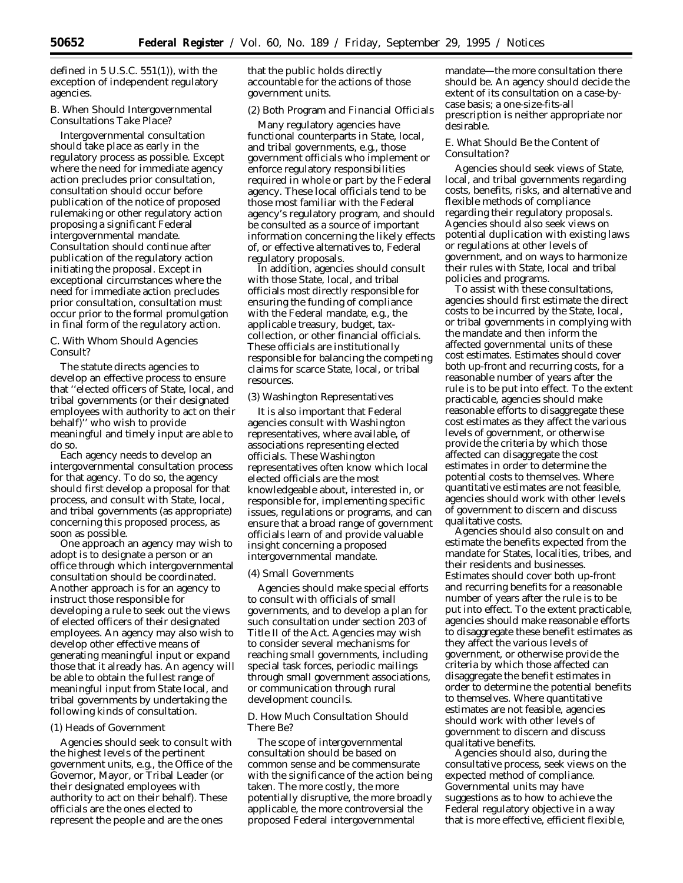defined in 5 U.S.C. 551(1)), with the exception of independent regulatory agencies.

### B. When Should Intergovernmental Consultations Take Place?

Intergovernmental consultation should take place as early in the regulatory process as possible. Except where the need for immediate agency action precludes prior consultation, consultation should occur before publication of the notice of proposed rulemaking or other regulatory action proposing a significant Federal intergovernmental mandate. Consultation should continue after publication of the regulatory action initiating the proposal. Except in exceptional circumstances where the need for immediate action precludes prior consultation, consultation must occur prior to the formal promulgation in final form of the regulatory action.

### C. With Whom Should Agencies Consult?

The statute directs agencies to develop an effective process to ensure that ''elected officers of State, local, and tribal governments (or their designated employees with authority to act on their behalf)'' who wish to provide meaningful and timely input are able to do so.

Each agency needs to develop an intergovernmental consultation process for that agency. To do so, the agency should first develop a proposal for that process, and consult with State, local, and tribal governments (as appropriate) concerning this proposed process, as soon as possible.

One approach an agency may wish to adopt is to designate a person or an office through which intergovernmental consultation should be coordinated. Another approach is for an agency to instruct those responsible for developing a rule to seek out the views of elected officers of their designated employees. An agency may also wish to develop other effective means of generating meaningful input or expand those that it already has. An agency will be able to obtain the fullest range of meaningful input from State local, and tribal governments by undertaking the following kinds of consultation.

#### (1) Heads of Government

Agencies should seek to consult with the highest levels of the pertinent government units, e.g., the Office of the Governor, Mayor, or Tribal Leader (or their designated employees with authority to act on their behalf). These officials are the ones elected to represent the people and are the ones that the public holds directly accountable for the actions of those government units.

#### (2) Both Program and Financial Officials

Many regulatory agencies have functional counterparts in State, local, and tribal governments, e.g., those government officials who implement or enforce regulatory responsibilities required in whole or part by the Federal agency. These local officials tend to be those most familiar with the Federal agency's regulatory program, and should be consulted as a source of important information concerning the likely effects of, or effective alternatives to, Federal regulatory proposals.

In addition, agencies should consult with those State, local, and tribal officials most directly responsible for ensuring the funding of compliance with the Federal mandate, e.g., the applicable treasury, budget, tax-collection, or other financial officials. These officials are institutionally responsible for balancing the competing claims for scarce State, local, or tribal resources.

#### (3) Washington Representatives

It is also important that Federal agencies consult with Washington representatives, where available, of associations representing elected officials. These Washington representatives often know which local elected officials are the most knowledgeable about, interested in, or responsible for, implementing specific issues, regulations or programs, and can ensure that a broad range of government officials learn of and provide valuable insight concerning a proposed intergovernmental mandate.

#### (4) Small Governments

Agencies should make special efforts to consult with officials of small governments, and to develop a plan for such consultation under section 203 of Title II of the Act. Agencies may wish to consider several mechanisms for reaching small governments, including special task forces, periodic mailings through small government associations, or communication through rural development councils.

### D. How Much Consultation Should There Be?

The scope of intergovernmental consultation should be based on common sense and be commensurate with the significance of the action being taken. The more costly, the more potentially disruptive, the more broadly applicable, the more controversial the proposed Federal intergovernmental mandate—the more consultation there should be. An agency should decide the extent of its consultation on a case-by-case basis; a one-size-fits-all prescription is neither appropriate nor desirable.

### E. What Should Be the Content of Consultation?

Agencies should seek views of State, local, and tribal governments regarding costs, benefits, risks, and alternative and flexible methods of compliance regarding their regulatory proposals. Agencies should also seek views on potential duplication with existing laws or regulations at other levels of government, and on ways to harmonize their rules with State, local and tribal policies and programs.

To assist with these consultations, agencies should first estimate the direct costs to be incurred by the State, local, or tribal governments in complying with the mandate and then inform the affected governmental units of these cost estimates. Estimates should cover both up-front and recurring costs, for a reasonable number of years after the rule is to be put into effect. To the extent practicable, agencies should make reasonable efforts to disaggregate these cost estimates as they affect the various levels of government, or otherwise provide the criteria by which those affected can disaggregate the cost estimates in order to determine the potential costs to themselves. Where quantitative estimates are not feasible, agencies should work with other levels of government to discern and discuss qualitative costs.

Agencies should also consult on and estimate the benefits expected from the mandate for States, localities, tribes, and their residents and businesses. Estimates should cover both up-front and recurring benefits for a reasonable number of years after the rule is to be put into effect. To the extent practicable, agencies should make reasonable efforts to disaggregate these benefit estimates as they affect the various levels of government, or otherwise provide the criteria by which those affected can disaggregate the benefit estimates in order to determine the potential benefits to themselves. Where quantitative estimates are not feasible, agencies should work with other levels of government to discern and discuss qualitative benefits.

Agencies should also, during the consultative process, seek views on the expected method of compliance. Governmental units may have suggestions as to how to achieve the Federal regulatory objective in a way that is more effective, efficient flexible,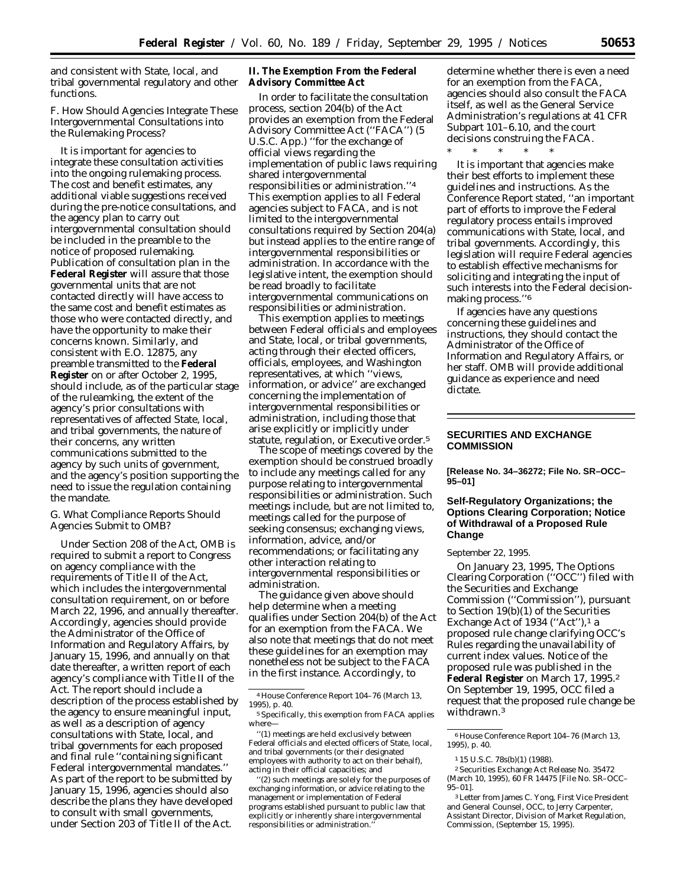and consistent with State, local, and tribal governmental regulatory and other functions.

*F. How Should Agencies Integrate These Intergovernmental Consultations into the Rulemaking Process?*

It is important for agencies to integrate these consultation activities into the ongoing rulemaking process. The cost and benefit estimates, any additional viable suggestions received during the pre-notice consultations, and the agency plan to carry out intergovernmental consultation should be included in the preamble to the notice of proposed rulemaking. Publication of consultation plan in the **Federal Register** will assure that those governmental units that are not contacted directly will have access to the same cost and benefit estimates as those who were contacted directly, and have the opportunity to make their concerns known. Similarly, and consistent with E.O. 12875, any preamble transmitted to the **Federal Register** on or after October 2, 1995, should include, as of the particular stage of the ruleamking, the extent of the agency's prior consultations with representatives of affected State, local, and tribal governments, the nature of their concerns, any written communications submitted to the agency by such units of government, and the agency's position supporting the need to issue the regulation containing the mandate.

*G. What Compliance Reports Should Agencies Submit to OMB?*

Under Section 208 of the Act, OMB is required to submit a report to Congress on agency compliance with the requirements of Title II of the Act, which includes the intergovernmental consultation requirement, on or before March 22, 1996, and annually thereafter. Accordingly, agencies should provide the Administrator of the Office of Information and Regulatory Affairs, by January 15, 1996, and annually on that date thereafter, a written report of each agency's compliance with Title II of the Act. The report should include a description of the process established by the agency to ensure meaningful input, as well as a description of agency consultations with State, local, and tribal governments for each proposed and final rule ''containing significant Federal intergovernmental mandates.'' As part of the report to be submitted by January 15, 1996, agencies should also describe the plans they have developed to consult with small governments, under Section 203 of Title II of the Act.

**II. The Exemption From the Federal Advisory Committee Act**

In order to facilitate the consultation process, section 204(b) of the Act provides an exemption from the Federal Advisory Committee Act (''FACA'') (5 U.S.C. App.) ''for the exchange of official views regarding the implementation of public laws requiring shared intergovernmental responsibilities or administration.''[4] This exemption applies to all Federal agencies subject to FACA, and is not limited to the intergovernmental consultations required by Section 204(a) but instead applies to the entire range of intergovernmental responsibilities or administration. In accordance with the legislative intent, the exemption should be read broadly to facilitate intergovernmental communications on responsibilities or administration.

This exemption applies to meetings between Federal officials and employees and State, local, or tribal governments, acting through their elected officers, officials, employees, and Washington representatives, at which ''views, information, or advice'' are exchanged concerning the implementation of intergovernmental responsibilities or administration, including those that arise explicitly or implicitly under statute, regulation, or Executive order.[5]

The scope of meetings covered by the exemption should be construed broadly to include any meetings called for any purpose relating to intergovernmental responsibilities or administration. Such meetings include, but are not limited to, meetings called for the purpose of seeking consensus; exchanging views, information, advice, and/or recommendations; or facilitating any other interaction relating to intergovernmental responsibilities or administration.

The guidance given above should help determine when a meeting qualifies under Section 204(b) of the Act for an exemption from the FACA. We also note that meetings that do not meet these guidelines for an exemption may nonetheless not be subject to the FACA in the first instance. Accordingly, to determine whether there is even a need for an exemption from the FACA, agencies should also consult the FACA itself, as well as the General Service Administration's regulations at 41 CFR Subpart 101–6.10, and the court decisions construing the FACA.

\* \* \* \* \*

It is important that agencies make their best efforts to implement these guidelines and instructions. As the Conference Report stated, ''an important part of efforts to improve the Federal regulatory process entails improved communications with State, local, and tribal governments. Accordingly, this legislation will require Federal agencies to establish effective mechanisms for soliciting and integrating the input of such interests into the Federal decision-making process.''[6]

If agencies have any questions concerning these guidelines and instructions, they should contact the Administrator of the Office of Information and Regulatory Affairs, or her staff. OMB will provide additional guidance as experience and need dictate.

[4] House Conference Report 104–76 (March 13, 1995), p. 40.

[5] Specifically, this exemption from FACA applies where—

''(1) meetings are held exclusively between Federal officials and elected officers of State, local, and tribal governments (or their designated employees with authority to act on their behalf), acting in their official capacities; and

''(2) such meetings are solely for the purposes of exchanging information, or advice relating to the management or implementation of Federal programs established pursuant to public law that explicitly or inherently share intergovernmental responsibilities or administration.''

[6] House Conference Report 104–76 (March 13, 1995), p. 40.

## SECURITIES AND EXCHANGE COMMISSION

**[Release No. 34–36272; File No. SR–OCC–95–01]**

### Self-Regulatory Organizations; the Options Clearing Corporation; Notice of Withdrawal of a Proposed Rule Change

September 22, 1995.

On January 23, 1995, The Options Clearing Corporation (''OCC'') filed with the Securities and Exchange Commission (''Commission''), pursuant to Section 19(b)(1) of the Securities Exchange Act of 1934 (''Act''),[1] a proposed rule change clarifying OCC's Rules regarding the unavailability of current index values. Notice of the proposed rule was published in the **Federal Register** on March 17, 1995.[2] On September 19, 1995, OCC filed a request that the proposed rule change be withdrawn.[3]

[1] 15 U.S.C. 78s(b)(1) (1988).

[2] Securities Exchange Act Release No. 35472 (March 10, 1995), 60 FR 14475 [File No. SR–OCC–95–01].

[3] Letter from James C. Yong, First Vice President and General Counsel, OCC, to Jerry Carpenter, Assistant Director, Division of Market Regulation, Commission, (September 15, 1995).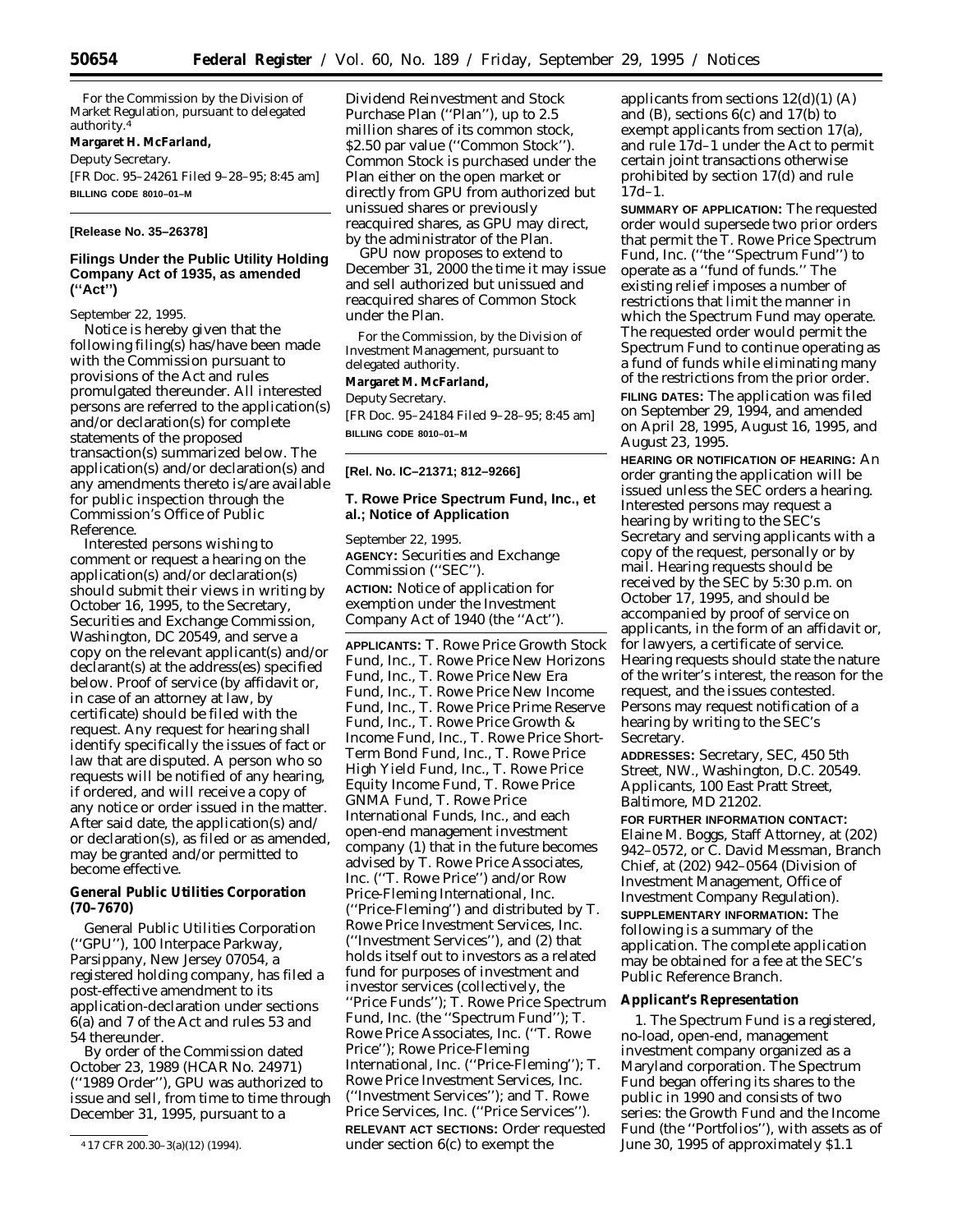For the Commission by the Division of Market Regulation, pursuant to delegated authority.[4]

**Margaret H. McFarland,**

*Deputy Secretary.*

[FR Doc. 95–24261 Filed 9–28–95; 8:45 am]

**BILLING CODE 8010–01–M**

[4] 17 CFR 200.30–3(a)(12) (1994).

---

**[Release No. 35–26378]**

## Filings Under the Public Utility Holding Company Act of 1935, as amended (''Act'')

September 22, 1995.

Notice is hereby given that the following filing(s) has/have been made with the Commission pursuant to provisions of the Act and rules promulgated thereunder. All interested persons are referred to the application(s) and/or declaration(s) for complete statements of the proposed transaction(s) summarized below. The application(s) and/or declaration(s) and any amendments thereto is/are available for public inspection through the Commission's Office of Public Reference.

Interested persons wishing to comment or request a hearing on the application(s) and/or declaration(s) should submit their views in writing by October 16, 1995, to the Secretary, Securities and Exchange Commission, Washington, DC 20549, and serve a copy on the relevant applicant(s) and/or declarant(s) at the address(es) specified below. Proof of service (by affidavit or, in case of an attorney at law, by certificate) should be filed with the request. Any request for hearing shall identify specifically the issues of fact or law that are disputed. A person who so requests will be notified of any hearing, if ordered, and will receive a copy of any notice or order issued in the matter. After said date, the application(s) and/or declaration(s), as filed or as amended, may be granted and/or permitted to become effective.

### General Public Utilities Corporation (70–7670)

General Public Utilities Corporation (''GPU''), 100 Interpace Parkway, Parsippany, New Jersey 07054, a registered holding company, has filed a post-effective amendment to its application-declaration under sections 6(a) and 7 of the Act and rules 53 and 54 thereunder.

By order of the Commission dated October 23, 1989 (HCAR No. 24971) (''1989 Order''), GPU was authorized to issue and sell, from time to time through December 31, 1995, pursuant to a Dividend Reinvestment and Stock Purchase Plan (''Plan''), up to 2.5 million shares of its common stock, $2.50 par value (''Common Stock''). Common Stock is purchased under the Plan either on the open market or directly from GPU from authorized but unissued shares or previously reacquired shares, as GPU may direct, by the administrator of the Plan.

GPU now proposes to extend to December 31, 2000 the time it may issue and sell authorized but unissued and reacquired shares of Common Stock under the Plan.

For the Commission, by the Division of Investment Management, pursuant to delegated authority.

**Margaret M. McFarland,**

*Deputy Secretary.*

[FR Doc. 95–24184 Filed 9–28–95; 8:45 am]

**BILLING CODE 8010–01–M**

---

**[Rel. No. IC–21371; 812–9266]**

## T. Rowe Price Spectrum Fund, Inc., et al.; Notice of Application

September 22, 1995.

**AGENCY:** Securities and Exchange Commission (''SEC'').

**ACTION:** Notice of application for exemption under the Investment Company Act of 1940 (the ''Act'').

**APPLICANTS:** T. Rowe Price Growth Stock Fund, Inc., T. Rowe Price New Horizons Fund, Inc., T. Rowe Price New Era Fund, Inc., T. Rowe Price New Income Fund, Inc., T. Rowe Price Prime Reserve Fund, Inc., T. Rowe Price Growth & Income Fund, Inc., T. Rowe Price Short-Term Bond Fund, Inc., T. Rowe Price High Yield Fund, Inc., T. Rowe Price Equity Income Fund, T. Rowe Price GNMA Fund, T. Rowe Price International Funds, Inc., and each open-end management investment company (1) that in the future becomes advised by T. Rowe Price Associates, Inc. (''T. Rowe Price'') and/or Row Price-Fleming International, Inc. (''Price-Fleming'') and distributed by T. Rowe Price Investment Services, Inc. (''Investment Services''), and (2) that holds itself out to investors as a related fund for purposes of investment and investor services (collectively, the ''Price Funds''); T. Rowe Price Spectrum Fund, Inc. (the ''Spectrum Fund''); T. Rowe Price Associates, Inc. (''T. Rowe Price''); Rowe Price-Fleming International, Inc. (''Price-Fleming''); T. Rowe Price Investment Services, Inc. (''Investment Services''); and T. Rowe Price Services, Inc. (''Price Services'').

**RELEVANT ACT SECTIONS:** Order requested under section 6(c) to exempt the applicants from sections 12(d)(1) (A) and (B), sections 6(c) and 17(b) to exempt applicants from section 17(a), and rule 17d–1 under the Act to permit certain joint transactions otherwise prohibited by section 17(d) and rule 17d–1.

**SUMMARY OF APPLICATION:** The requested order would supersede two prior orders that permit the T. Rowe Price Spectrum Fund, Inc. (''the ''Spectrum Fund'') to operate as a ''fund of funds.'' The existing relief imposes a number of restrictions that limit the manner in which the Spectrum Fund may operate. The requested order would permit the Spectrum Fund to continue operating as a fund of funds while eliminating many of the restrictions from the prior order.

**FILING DATES:** The application was filed on September 29, 1994, and amended on April 28, 1995, August 16, 1995, and August 23, 1995.

**HEARING OR NOTIFICATION OF HEARING:** An order granting the application will be issued unless the SEC orders a hearing. Interested persons may request a hearing by writing to the SEC's Secretary and serving applicants with a copy of the request, personally or by mail. Hearing requests should be received by the SEC by 5:30 p.m. on October 17, 1995, and should be accompanied by proof of service on applicants, in the form of an affidavit or, for lawyers, a certificate of service. Hearing requests should state the nature of the writer's interest, the reason for the request, and the issues contested. Persons may request notification of a hearing by writing to the SEC's Secretary.

**ADDRESSES:** Secretary, SEC, 450 5th Street, NW., Washington, D.C. 20549. Applicants, 100 East Pratt Street, Baltimore, MD 21202.

**FOR FURTHER INFORMATION CONTACT:** Elaine M. Boggs, Staff Attorney, at (202) 942–0572, or C. David Messman, Branch Chief, at (202) 942–0564 (Division of Investment Management, Office of Investment Company Regulation).

**SUPPLEMENTARY INFORMATION:** The following is a summary of the application. The complete application may be obtained for a fee at the SEC's Public Reference Branch.

### Applicant's Representation

1. The Spectrum Fund is a registered, no-load, open-end, management investment company organized as a Maryland corporation. The Spectrum Fund began offering its shares to the public in 1990 and consists of two series: the Growth Fund and the Income Fund (the ''Portfolios''), with assets as of June 30, 1995 of approximately $1.1